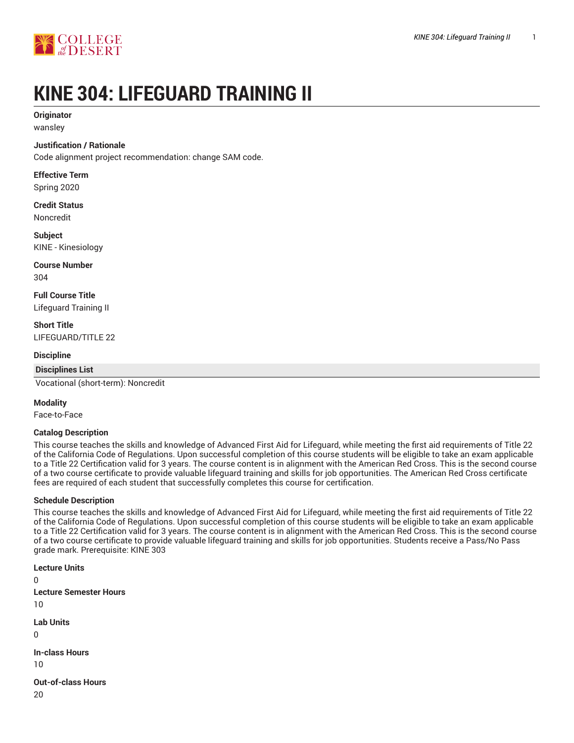# KINE 304: LIFEGUARD TRAINING II

**Originator**
wansley

**Justification / Rationale**
Code alignment project recommendation: change SAM code.

**Effective Term**
Spring 2020

**Credit Status**
Noncredit

**Subject**
KINE - Kinesiology

**Course Number**
304

**Full Course Title**
Lifeguard Training II

**Short Title**
LIFEGUARD/TITLE 22

**Discipline**

| Disciplines List |
| --- |
| Vocational (short-term): Noncredit |

**Modality**
Face-to-Face

**Catalog Description**
This course teaches the skills and knowledge of Advanced First Aid for Lifeguard, while meeting the first aid requirements of Title 22 of the California Code of Regulations. Upon successful completion of this course students will be eligible to take an exam applicable to a Title 22 Certification valid for 3 years. The course content is in alignment with the American Red Cross. This is the second course of a two course certificate to provide valuable lifeguard training and skills for job opportunities. The American Red Cross certificate fees are required of each student that successfully completes this course for certification.

**Schedule Description**
This course teaches the skills and knowledge of Advanced First Aid for Lifeguard, while meeting the first aid requirements of Title 22 of the California Code of Regulations. Upon successful completion of this course students will be eligible to take an exam applicable to a Title 22 Certification valid for 3 years. The course content is in alignment with the American Red Cross. This is the second course of a two course certificate to provide valuable lifeguard training and skills for job opportunities. Students receive a Pass/No Pass grade mark. Prerequisite: KINE 303

**Lecture Units**
0

**Lecture Semester Hours**
10

**Lab Units**
0

**In-class Hours**
10

**Out-of-class Hours**
20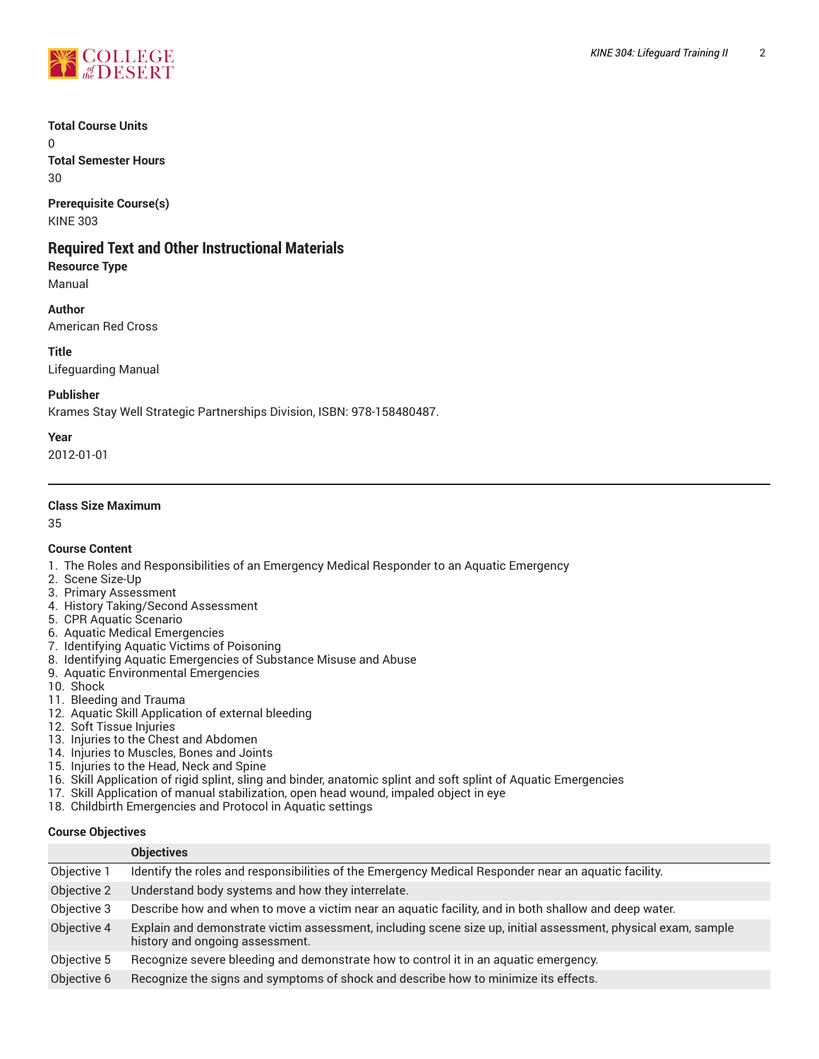**Total Course Units**

0

**Total Semester Hours**

30

**Prerequisite Course(s)**

KINE 303

## Required Text and Other Instructional Materials

**Resource Type**

Manual

**Author**

American Red Cross

**Title**

Lifeguarding Manual

**Publisher**

Krames Stay Well Strategic Partnerships Division, ISBN: 978-158480487.

**Year**

2012-01-01

---

**Class Size Maximum**

35

**Course Content**

1. The Roles and Responsibilities of an Emergency Medical Responder to an Aquatic Emergency
2. Scene Size-Up
3. Primary Assessment
4. History Taking/Second Assessment
5. CPR Aquatic Scenario
6. Aquatic Medical Emergencies
7. Identifying Aquatic Victims of Poisoning
8. Identifying Aquatic Emergencies of Substance Misuse and Abuse
9. Aquatic Environmental Emergencies
10. Shock
11. Bleeding and Trauma
12. Aquatic Skill Application of external bleeding
12. Soft Tissue Injuries
13. Injuries to the Chest and Abdomen
14. Injuries to Muscles, Bones and Joints
15. Injuries to the Head, Neck and Spine
16. Skill Application of rigid splint, sling and binder, anatomic splint and soft splint of Aquatic Emergencies
17. Skill Application of manual stabilization, open head wound, impaled object in eye
18. Childbirth Emergencies and Protocol in Aquatic settings

**Course Objectives**

| | Objectives |
|---|---|
| Objective 1 | Identify the roles and responsibilities of the Emergency Medical Responder near an aquatic facility. |
| Objective 2 | Understand body systems and how they interrelate. |
| Objective 3 | Describe how and when to move a victim near an aquatic facility, and in both shallow and deep water. |
| Objective 4 | Explain and demonstrate victim assessment, including scene size up, initial assessment, physical exam, sample history and ongoing assessment. |
| Objective 5 | Recognize severe bleeding and demonstrate how to control it in an aquatic emergency. |
| Objective 6 | Recognize the signs and symptoms of shock and describe how to minimize its effects. |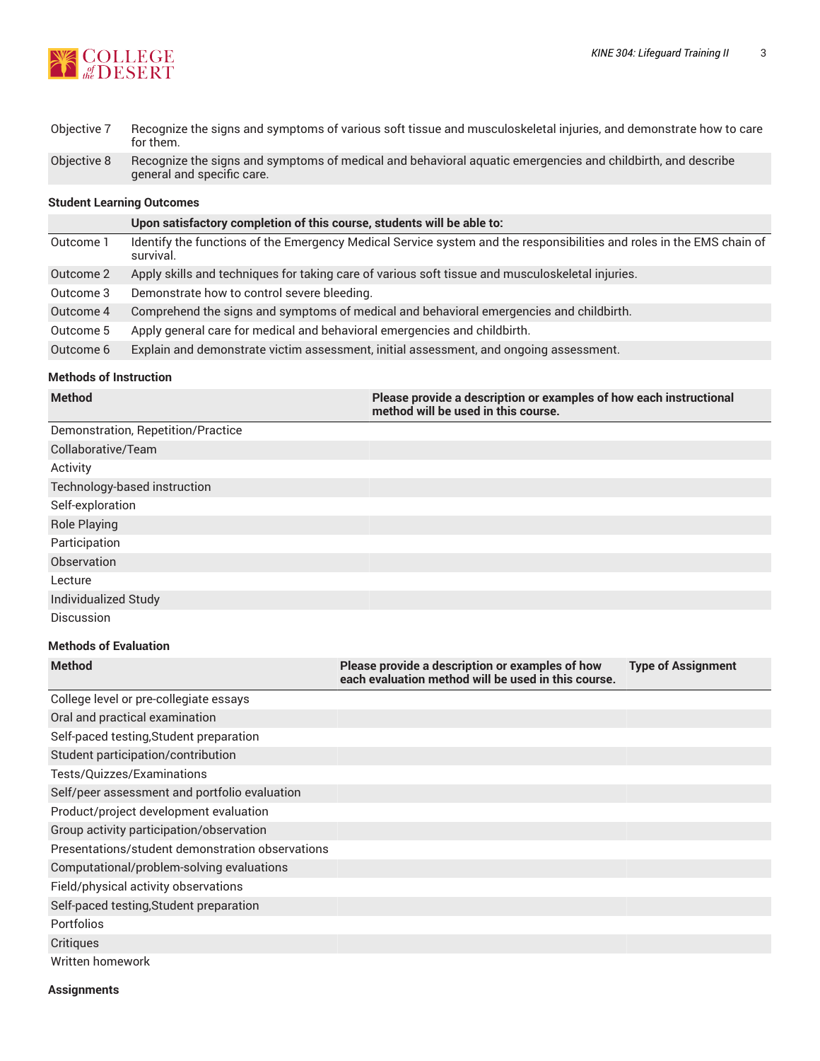| | |
|---|---|
| Objective 7 | Recognize the signs and symptoms of various soft tissue and musculoskeletal injuries, and demonstrate how to care for them. |
| Objective 8 | Recognize the signs and symptoms of medical and behavioral aquatic emergencies and childbirth, and describe general and specific care. |

### Student Learning Outcomes

| | Upon satisfactory completion of this course, students will be able to: |
|---|---|
| Outcome 1 | Identify the functions of the Emergency Medical Service system and the responsibilities and roles in the EMS chain of survival. |
| Outcome 2 | Apply skills and techniques for taking care of various soft tissue and musculoskeletal injuries. |
| Outcome 3 | Demonstrate how to control severe bleeding. |
| Outcome 4 | Comprehend the signs and symptoms of medical and behavioral emergencies and childbirth. |
| Outcome 5 | Apply general care for medical and behavioral emergencies and childbirth. |
| Outcome 6 | Explain and demonstrate victim assessment, initial assessment, and ongoing assessment. |

### Methods of Instruction

| Method | Please provide a description or examples of how each instructional method will be used in this course. |
|---|---|
| Demonstration, Repetition/Practice | |
| Collaborative/Team | |
| Activity | |
| Technology-based instruction | |
| Self-exploration | |
| Role Playing | |
| Participation | |
| Observation | |
| Lecture | |
| Individualized Study | |
| Discussion | |

### Methods of Evaluation

| Method | Please provide a description or examples of how each evaluation method will be used in this course. | Type of Assignment |
|---|---|---|
| College level or pre-collegiate essays | | |
| Oral and practical examination | | |
| Self-paced testing,Student preparation | | |
| Student participation/contribution | | |
| Tests/Quizzes/Examinations | | |
| Self/peer assessment and portfolio evaluation | | |
| Product/project development evaluation | | |
| Group activity participation/observation | | |
| Presentations/student demonstration observations | | |
| Computational/problem-solving evaluations | | |
| Field/physical activity observations | | |
| Self-paced testing,Student preparation | | |
| Portfolios | | |
| Critiques | | |
| Written homework | | |

### Assignments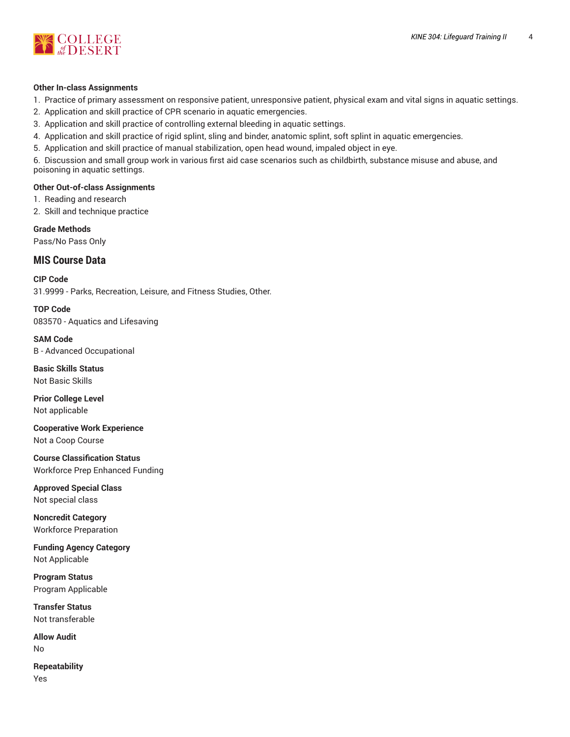**Other In-class Assignments**

1. Practice of primary assessment on responsive patient, unresponsive patient, physical exam and vital signs in aquatic settings.
2. Application and skill practice of CPR scenario in aquatic emergencies.
3. Application and skill practice of controlling external bleeding in aquatic settings.
4. Application and skill practice of rigid splint, sling and binder, anatomic splint, soft splint in aquatic emergencies.
5. Application and skill practice of manual stabilization, open head wound, impaled object in eye.
6. Discussion and small group work in various first aid case scenarios such as childbirth, substance misuse and abuse, and poisoning in aquatic settings.

**Other Out-of-class Assignments**

1. Reading and research
2. Skill and technique practice

**Grade Methods**

Pass/No Pass Only

## MIS Course Data

**CIP Code**

31.9999 - Parks, Recreation, Leisure, and Fitness Studies, Other.

**TOP Code**

083570 - Aquatics and Lifesaving

**SAM Code**

B - Advanced Occupational

**Basic Skills Status**

Not Basic Skills

**Prior College Level**

Not applicable

**Cooperative Work Experience**

Not a Coop Course

**Course Classification Status**

Workforce Prep Enhanced Funding

**Approved Special Class**

Not special class

**Noncredit Category**

Workforce Preparation

**Funding Agency Category**

Not Applicable

**Program Status**

Program Applicable

**Transfer Status**

Not transferable

**Allow Audit**

No

**Repeatability**

Yes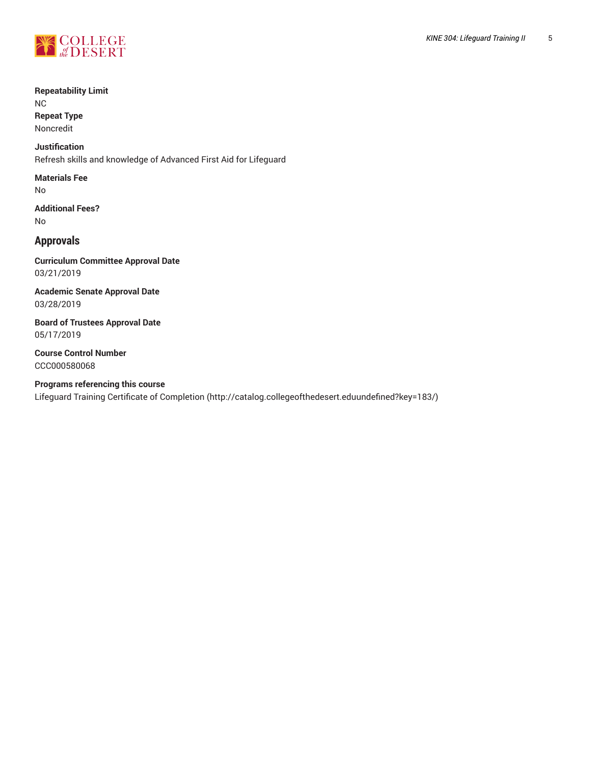**Repeatability Limit**
NC

**Repeat Type**
Noncredit

**Justification**
Refresh skills and knowledge of Advanced First Aid for Lifeguard

**Materials Fee**
No

**Additional Fees?**
No

## Approvals

**Curriculum Committee Approval Date**
03/21/2019

**Academic Senate Approval Date**
03/28/2019

**Board of Trustees Approval Date**
05/17/2019

**Course Control Number**
CCC000580068

**Programs referencing this course**
Lifeguard Training Certificate of Completion (http://catalog.collegeofthedesert.eduundefined?key=183/)